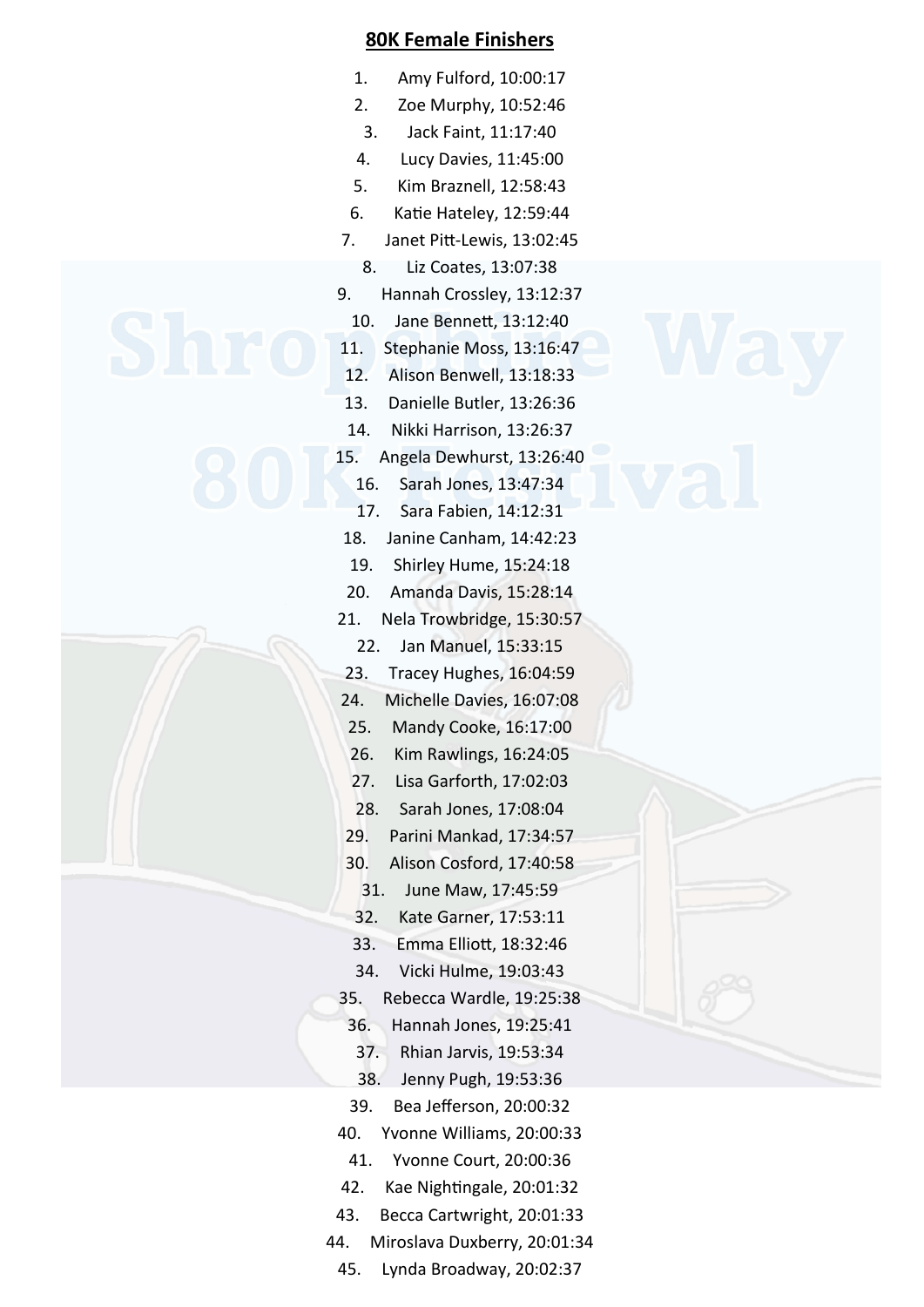## 80K Female Finishers

1. Amy Fulford, 10:00:17
2. Zoe Murphy, 10:52:46
3. Jack Faint, 11:17:40
4. Lucy Davies, 11:45:00
5. Kim Braznell, 12:58:43
6. Katie Hateley, 12:59:44
7. Janet Pitt-Lewis, 13:02:45
8. Liz Coates, 13:07:38
9. Hannah Crossley, 13:12:37
10. Jane Bennett, 13:12:40
11. Stephanie Moss, 13:16:47
12. Alison Benwell, 13:18:33
13. Danielle Butler, 13:26:36
14. Nikki Harrison, 13:26:37
15. Angela Dewhurst, 13:26:40
16. Sarah Jones, 13:47:34
17. Sara Fabien, 14:12:31
18. Janine Canham, 14:42:23
19. Shirley Hume, 15:24:18
20. Amanda Davis, 15:28:14
21. Nela Trowbridge, 15:30:57
22. Jan Manuel, 15:33:15
23. Tracey Hughes, 16:04:59
24. Michelle Davies, 16:07:08
25. Mandy Cooke, 16:17:00
26. Kim Rawlings, 16:24:05
27. Lisa Garforth, 17:02:03
28. Sarah Jones, 17:08:04
29. Parini Mankad, 17:34:57
30. Alison Cosford, 17:40:58
31. June Maw, 17:45:59
32. Kate Garner, 17:53:11
33. Emma Elliott, 18:32:46
34. Vicki Hulme, 19:03:43
35. Rebecca Wardle, 19:25:38
36. Hannah Jones, 19:25:41
37. Rhian Jarvis, 19:53:34
38. Jenny Pugh, 19:53:36
39. Bea Jefferson, 20:00:32
40. Yvonne Williams, 20:00:33
41. Yvonne Court, 20:00:36
42. Kae Nightingale, 20:01:32
43. Becca Cartwright, 20:01:33
44. Miroslava Duxberry, 20:01:34
45. Lynda Broadway, 20:02:37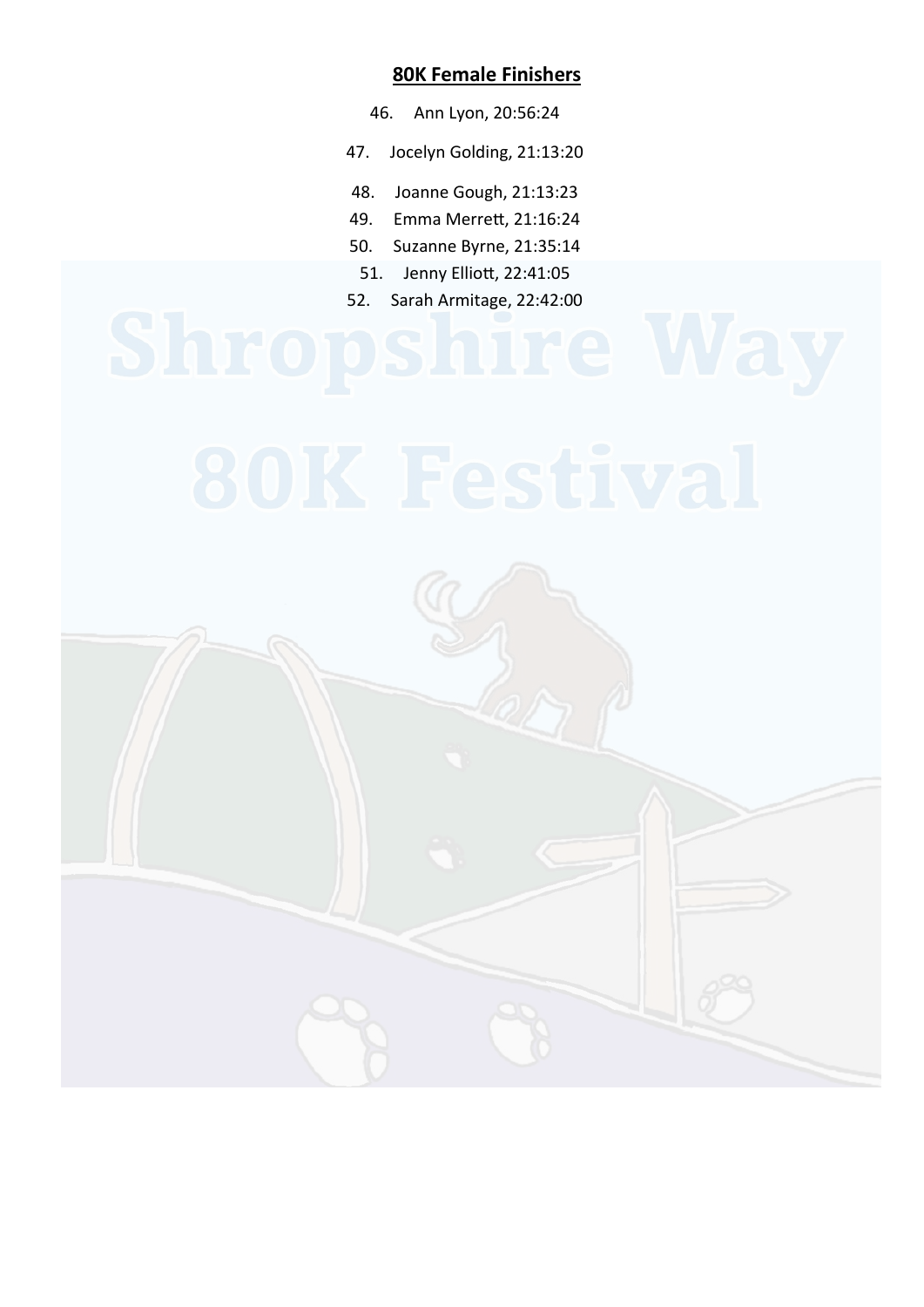**80K Female Finishers**

46. Ann Lyon, 20:56:24
47. Jocelyn Golding, 21:13:20
48. Joanne Gough, 21:13:23
49. Emma Merrett, 21:16:24
50. Suzanne Byrne, 21:35:14
51. Jenny Elliott, 22:41:05
52. Sarah Armitage, 22:42:00